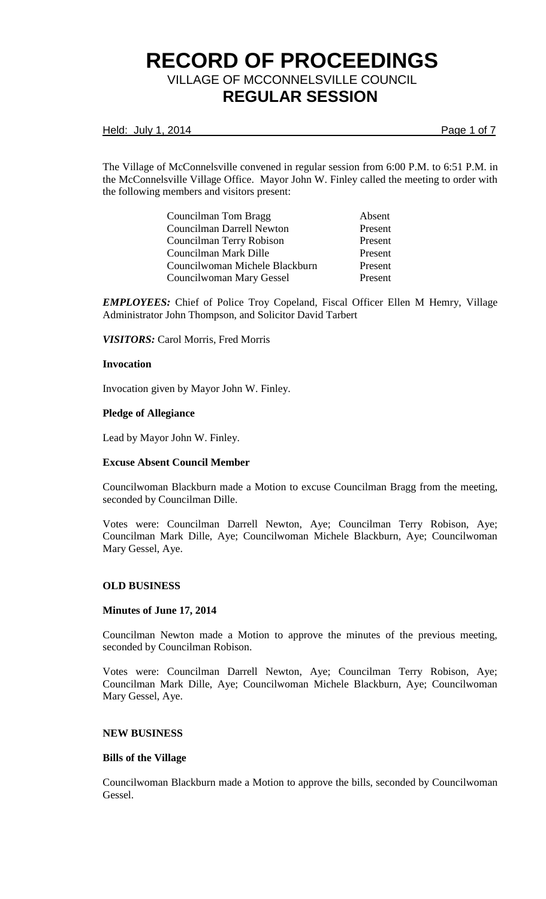# RECORD OF PROCEEDINGS

## VILLAGE OF MCCONNELSVILLE COUNCIL

## REGULAR SESSION

Held: July 1, 2014

The Village of McConnelsville convened in regular session from 6:00 P.M. to 6:51 P.M. in the McConnelsville Village Office. Mayor John W. Finley called the meeting to order with the following members and visitors present:

| | |
|---|---|
| Councilman Tom Bragg | Absent |
| Councilman Darrell Newton | Present |
| Councilman Terry Robison | Present |
| Councilman Mark Dille | Present |
| Councilwoman Michele Blackburn | Present |
| Councilwoman Mary Gessel | Present |

***EMPLOYEES:*** Chief of Police Troy Copeland, Fiscal Officer Ellen M Hemry, Village Administrator John Thompson, and Solicitor David Tarbert

***VISITORS:*** Carol Morris, Fred Morris

**Invocation**

Invocation given by Mayor John W. Finley.

**Pledge of Allegiance**

Lead by Mayor John W. Finley.

**Excuse Absent Council Member**

Councilwoman Blackburn made a Motion to excuse Councilman Bragg from the meeting, seconded by Councilman Dille.

Votes were: Councilman Darrell Newton, Aye; Councilman Terry Robison, Aye; Councilman Mark Dille, Aye; Councilwoman Michele Blackburn, Aye; Councilwoman Mary Gessel, Aye.

**OLD BUSINESS**

**Minutes of June 17, 2014**

Councilman Newton made a Motion to approve the minutes of the previous meeting, seconded by Councilman Robison.

Votes were: Councilman Darrell Newton, Aye; Councilman Terry Robison, Aye; Councilman Mark Dille, Aye; Councilwoman Michele Blackburn, Aye; Councilwoman Mary Gessel, Aye.

**NEW BUSINESS**

**Bills of the Village**

Councilwoman Blackburn made a Motion to approve the bills, seconded by Councilwoman Gessel.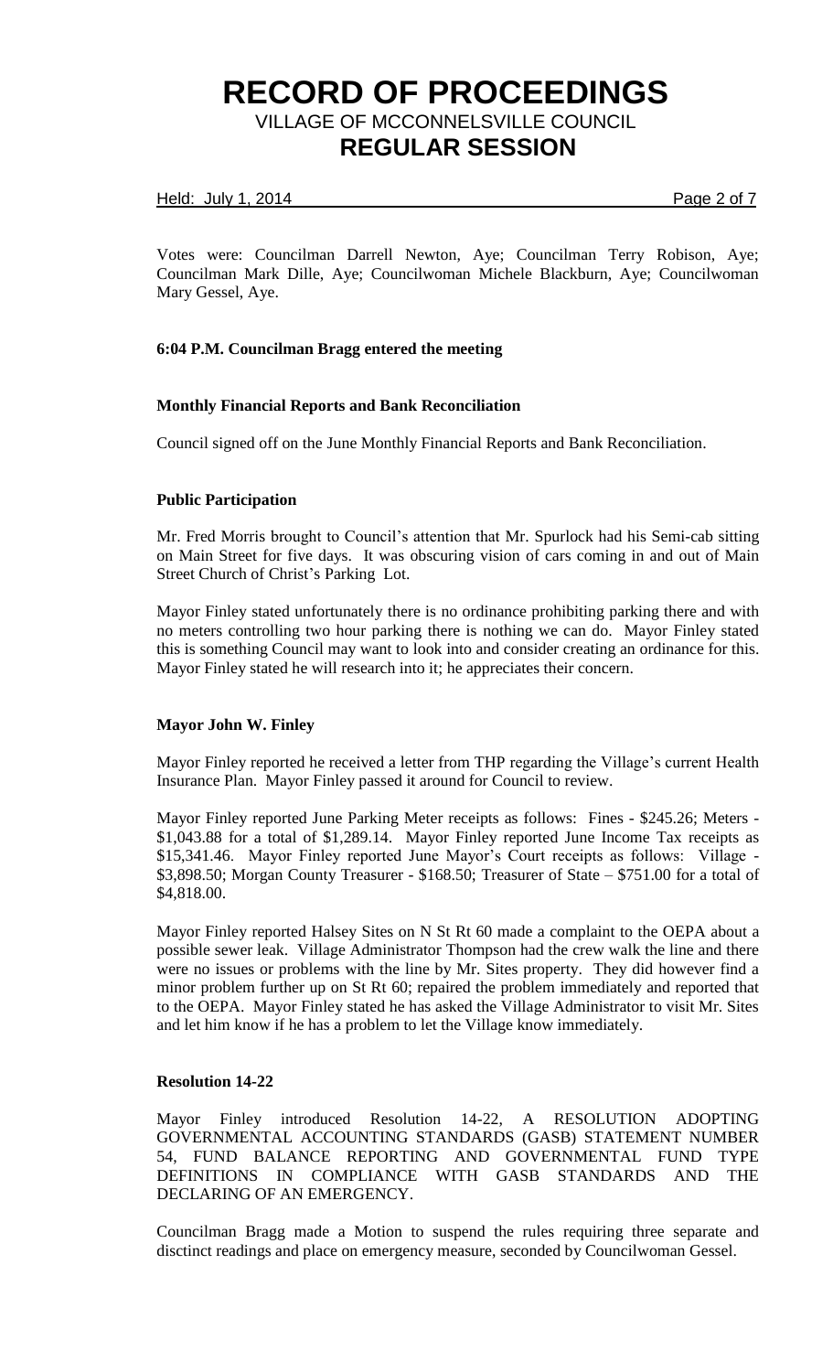Votes were: Councilman Darrell Newton, Aye; Councilman Terry Robison, Aye; Councilman Mark Dille, Aye; Councilwoman Michele Blackburn, Aye; Councilwoman Mary Gessel, Aye.

**6:04 P.M. Councilman Bragg entered the meeting**

**Monthly Financial Reports and Bank Reconciliation**

Council signed off on the June Monthly Financial Reports and Bank Reconciliation.

**Public Participation**

Mr. Fred Morris brought to Council's attention that Mr. Spurlock had his Semi-cab sitting on Main Street for five days. It was obscuring vision of cars coming in and out of Main Street Church of Christ's Parking Lot.

Mayor Finley stated unfortunately there is no ordinance prohibiting parking there and with no meters controlling two hour parking there is nothing we can do. Mayor Finley stated this is something Council may want to look into and consider creating an ordinance for this. Mayor Finley stated he will research into it; he appreciates their concern.

**Mayor John W. Finley**

Mayor Finley reported he received a letter from THP regarding the Village's current Health Insurance Plan. Mayor Finley passed it around for Council to review.

Mayor Finley reported June Parking Meter receipts as follows: Fines - $245.26; Meters - $1,043.88 for a total of $1,289.14. Mayor Finley reported June Income Tax receipts as $15,341.46. Mayor Finley reported June Mayor's Court receipts as follows: Village - $3,898.50; Morgan County Treasurer - $168.50; Treasurer of State – $751.00 for a total of $4,818.00.

Mayor Finley reported Halsey Sites on N St Rt 60 made a complaint to the OEPA about a possible sewer leak. Village Administrator Thompson had the crew walk the line and there were no issues or problems with the line by Mr. Sites property. They did however find a minor problem further up on St Rt 60; repaired the problem immediately and reported that to the OEPA. Mayor Finley stated he has asked the Village Administrator to visit Mr. Sites and let him know if he has a problem to let the Village know immediately.

**Resolution 14-22**

Mayor Finley introduced Resolution 14-22, A RESOLUTION ADOPTING GOVERNMENTAL ACCOUNTING STANDARDS (GASB) STATEMENT NUMBER 54, FUND BALANCE REPORTING AND GOVERNMENTAL FUND TYPE DEFINITIONS IN COMPLIANCE WITH GASB STANDARDS AND THE DECLARING OF AN EMERGENCY.

Councilman Bragg made a Motion to suspend the rules requiring three separate and disctinct readings and place on emergency measure, seconded by Councilwoman Gessel.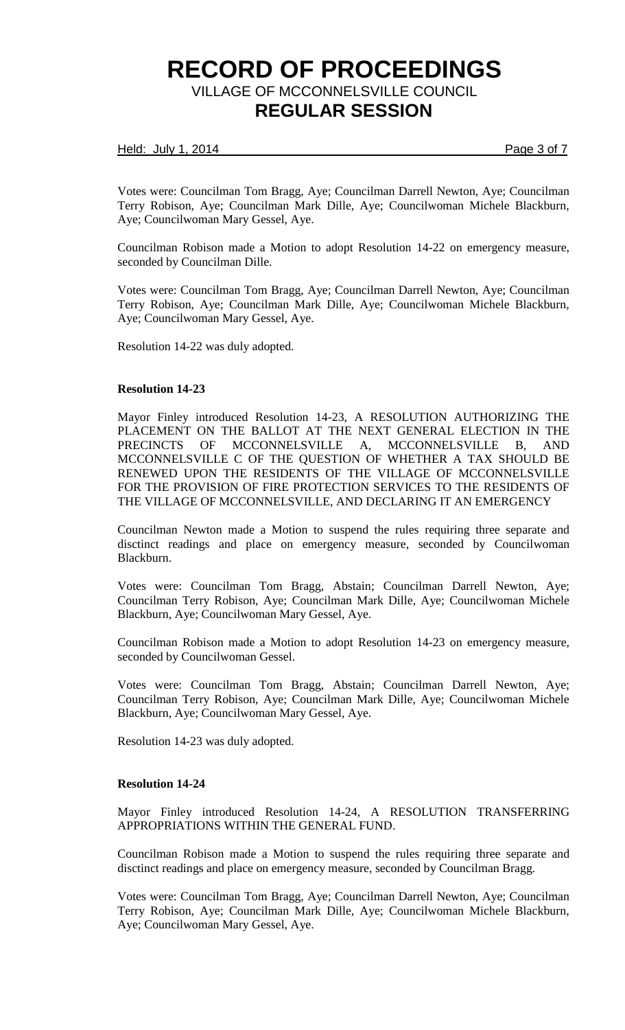Votes were: Councilman Tom Bragg, Aye; Councilman Darrell Newton, Aye; Councilman Terry Robison, Aye; Councilman Mark Dille, Aye; Councilwoman Michele Blackburn, Aye; Councilwoman Mary Gessel, Aye.

Councilman Robison made a Motion to adopt Resolution 14-22 on emergency measure, seconded by Councilman Dille.

Votes were: Councilman Tom Bragg, Aye; Councilman Darrell Newton, Aye; Councilman Terry Robison, Aye; Councilman Mark Dille, Aye; Councilwoman Michele Blackburn, Aye; Councilwoman Mary Gessel, Aye.

Resolution 14-22 was duly adopted.

**Resolution 14-23**

Mayor Finley introduced Resolution 14-23, A RESOLUTION AUTHORIZING THE PLACEMENT ON THE BALLOT AT THE NEXT GENERAL ELECTION IN THE PRECINCTS OF MCCONNELSVILLE A, MCCONNELSVILLE B, AND MCCONNELSVILLE C OF THE QUESTION OF WHETHER A TAX SHOULD BE RENEWED UPON THE RESIDENTS OF THE VILLAGE OF MCCONNELSVILLE FOR THE PROVISION OF FIRE PROTECTION SERVICES TO THE RESIDENTS OF THE VILLAGE OF MCCONNELSVILLE, AND DECLARING IT AN EMERGENCY

Councilman Newton made a Motion to suspend the rules requiring three separate and disctinct readings and place on emergency measure, seconded by Councilwoman Blackburn.

Votes were: Councilman Tom Bragg, Abstain; Councilman Darrell Newton, Aye; Councilman Terry Robison, Aye; Councilman Mark Dille, Aye; Councilwoman Michele Blackburn, Aye; Councilwoman Mary Gessel, Aye.

Councilman Robison made a Motion to adopt Resolution 14-23 on emergency measure, seconded by Councilwoman Gessel.

Votes were: Councilman Tom Bragg, Abstain; Councilman Darrell Newton, Aye; Councilman Terry Robison, Aye; Councilman Mark Dille, Aye; Councilwoman Michele Blackburn, Aye; Councilwoman Mary Gessel, Aye.

Resolution 14-23 was duly adopted.

**Resolution 14-24**

Mayor Finley introduced Resolution 14-24, A RESOLUTION TRANSFERRING APPROPRIATIONS WITHIN THE GENERAL FUND.

Councilman Robison made a Motion to suspend the rules requiring three separate and disctinct readings and place on emergency measure, seconded by Councilman Bragg.

Votes were: Councilman Tom Bragg, Aye; Councilman Darrell Newton, Aye; Councilman Terry Robison, Aye; Councilman Mark Dille, Aye; Councilwoman Michele Blackburn, Aye; Councilwoman Mary Gessel, Aye.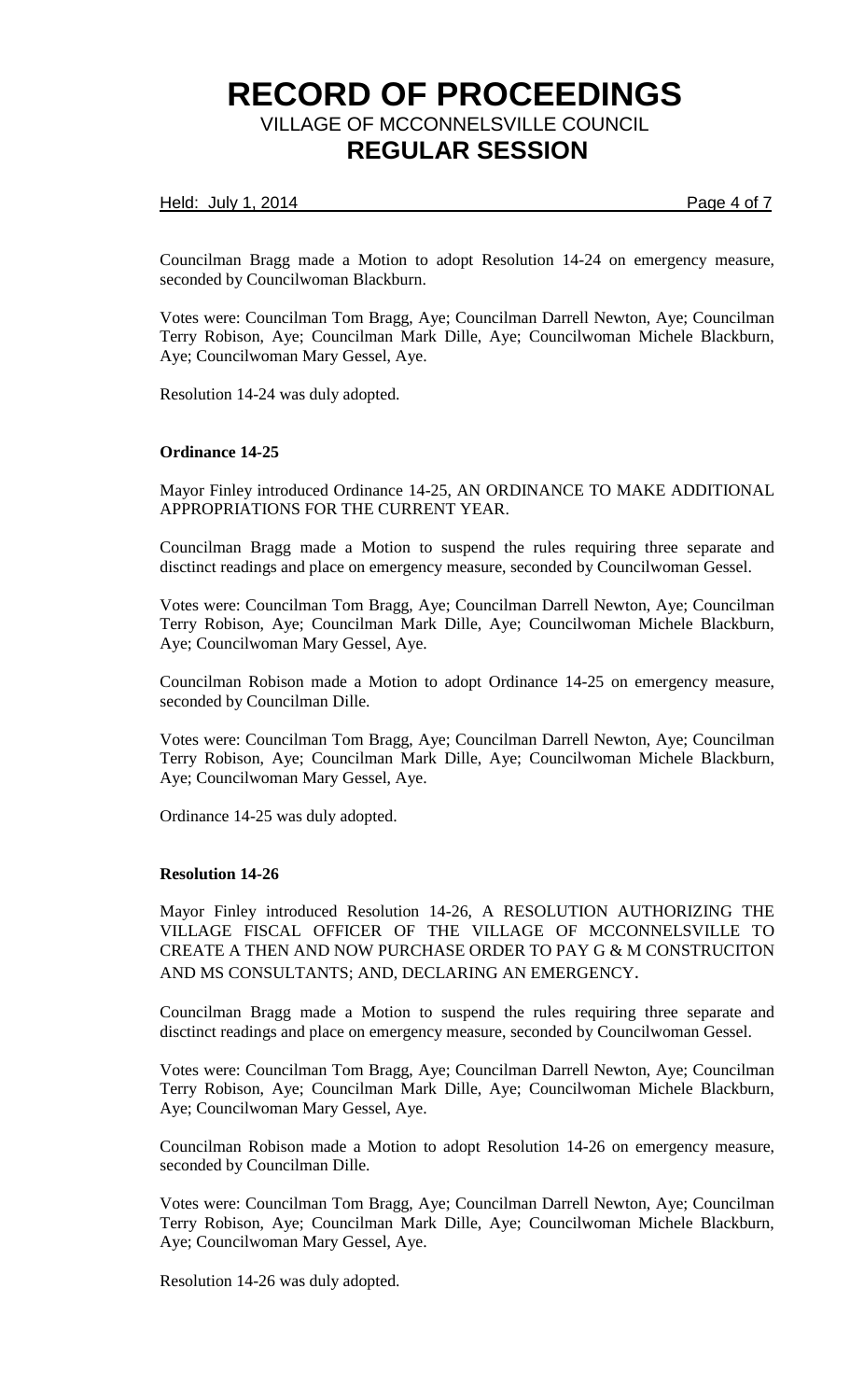Councilman Bragg made a Motion to adopt Resolution 14-24 on emergency measure, seconded by Councilwoman Blackburn.

Votes were: Councilman Tom Bragg, Aye; Councilman Darrell Newton, Aye; Councilman Terry Robison, Aye; Councilman Mark Dille, Aye; Councilwoman Michele Blackburn, Aye; Councilwoman Mary Gessel, Aye.

Resolution 14-24 was duly adopted.

**Ordinance 14-25**

Mayor Finley introduced Ordinance 14-25, AN ORDINANCE TO MAKE ADDITIONAL APPROPRIATIONS FOR THE CURRENT YEAR.

Councilman Bragg made a Motion to suspend the rules requiring three separate and disctinct readings and place on emergency measure, seconded by Councilwoman Gessel.

Votes were: Councilman Tom Bragg, Aye; Councilman Darrell Newton, Aye; Councilman Terry Robison, Aye; Councilman Mark Dille, Aye; Councilwoman Michele Blackburn, Aye; Councilwoman Mary Gessel, Aye.

Councilman Robison made a Motion to adopt Ordinance 14-25 on emergency measure, seconded by Councilman Dille.

Votes were: Councilman Tom Bragg, Aye; Councilman Darrell Newton, Aye; Councilman Terry Robison, Aye; Councilman Mark Dille, Aye; Councilwoman Michele Blackburn, Aye; Councilwoman Mary Gessel, Aye.

Ordinance 14-25 was duly adopted.

**Resolution 14-26**

Mayor Finley introduced Resolution 14-26, A RESOLUTION AUTHORIZING THE VILLAGE FISCAL OFFICER OF THE VILLAGE OF MCCONNELSVILLE TO CREATE A THEN AND NOW PURCHASE ORDER TO PAY G & M CONSTRUCITON AND MS CONSULTANTS; AND, DECLARING AN EMERGENCY.

Councilman Bragg made a Motion to suspend the rules requiring three separate and disctinct readings and place on emergency measure, seconded by Councilwoman Gessel.

Votes were: Councilman Tom Bragg, Aye; Councilman Darrell Newton, Aye; Councilman Terry Robison, Aye; Councilman Mark Dille, Aye; Councilwoman Michele Blackburn, Aye; Councilwoman Mary Gessel, Aye.

Councilman Robison made a Motion to adopt Resolution 14-26 on emergency measure, seconded by Councilman Dille.

Votes were: Councilman Tom Bragg, Aye; Councilman Darrell Newton, Aye; Councilman Terry Robison, Aye; Councilman Mark Dille, Aye; Councilwoman Michele Blackburn, Aye; Councilwoman Mary Gessel, Aye.

Resolution 14-26 was duly adopted.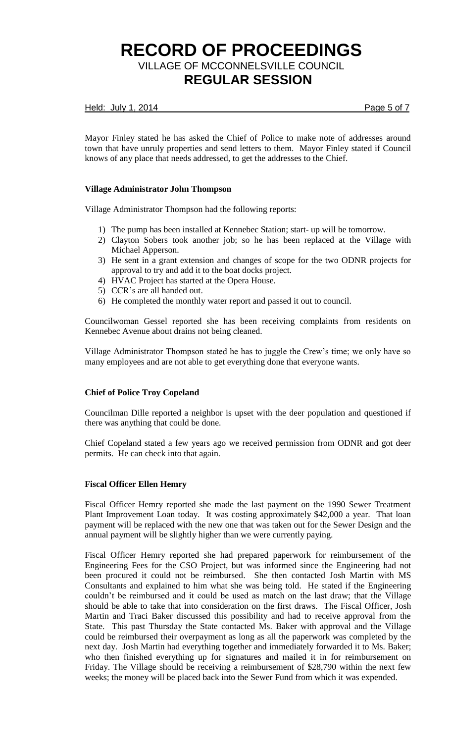Mayor Finley stated he has asked the Chief of Police to make note of addresses around town that have unruly properties and send letters to them. Mayor Finley stated if Council knows of any place that needs addressed, to get the addresses to the Chief.

**Village Administrator John Thompson**

Village Administrator Thompson had the following reports:

1) The pump has been installed at Kennebec Station; start- up will be tomorrow.
2) Clayton Sobers took another job; so he has been replaced at the Village with Michael Apperson.
3) He sent in a grant extension and changes of scope for the two ODNR projects for approval to try and add it to the boat docks project.
4) HVAC Project has started at the Opera House.
5) CCR's are all handed out.
6) He completed the monthly water report and passed it out to council.

Councilwoman Gessel reported she has been receiving complaints from residents on Kennebec Avenue about drains not being cleaned.

Village Administrator Thompson stated he has to juggle the Crew's time; we only have so many employees and are not able to get everything done that everyone wants.

**Chief of Police Troy Copeland**

Councilman Dille reported a neighbor is upset with the deer population and questioned if there was anything that could be done.

Chief Copeland stated a few years ago we received permission from ODNR and got deer permits. He can check into that again.

**Fiscal Officer Ellen Hemry**

Fiscal Officer Hemry reported she made the last payment on the 1990 Sewer Treatment Plant Improvement Loan today. It was costing approximately $42,000 a year. That loan payment will be replaced with the new one that was taken out for the Sewer Design and the annual payment will be slightly higher than we were currently paying.

Fiscal Officer Hemry reported she had prepared paperwork for reimbursement of the Engineering Fees for the CSO Project, but was informed since the Engineering had not been procured it could not be reimbursed. She then contacted Josh Martin with MS Consultants and explained to him what she was being told. He stated if the Engineering couldn't be reimbursed and it could be used as match on the last draw; that the Village should be able to take that into consideration on the first draws. The Fiscal Officer, Josh Martin and Traci Baker discussed this possibility and had to receive approval from the State. This past Thursday the State contacted Ms. Baker with approval and the Village could be reimbursed their overpayment as long as all the paperwork was completed by the next day. Josh Martin had everything together and immediately forwarded it to Ms. Baker; who then finished everything up for signatures and mailed it in for reimbursement on Friday. The Village should be receiving a reimbursement of $28,790 within the next few weeks; the money will be placed back into the Sewer Fund from which it was expended.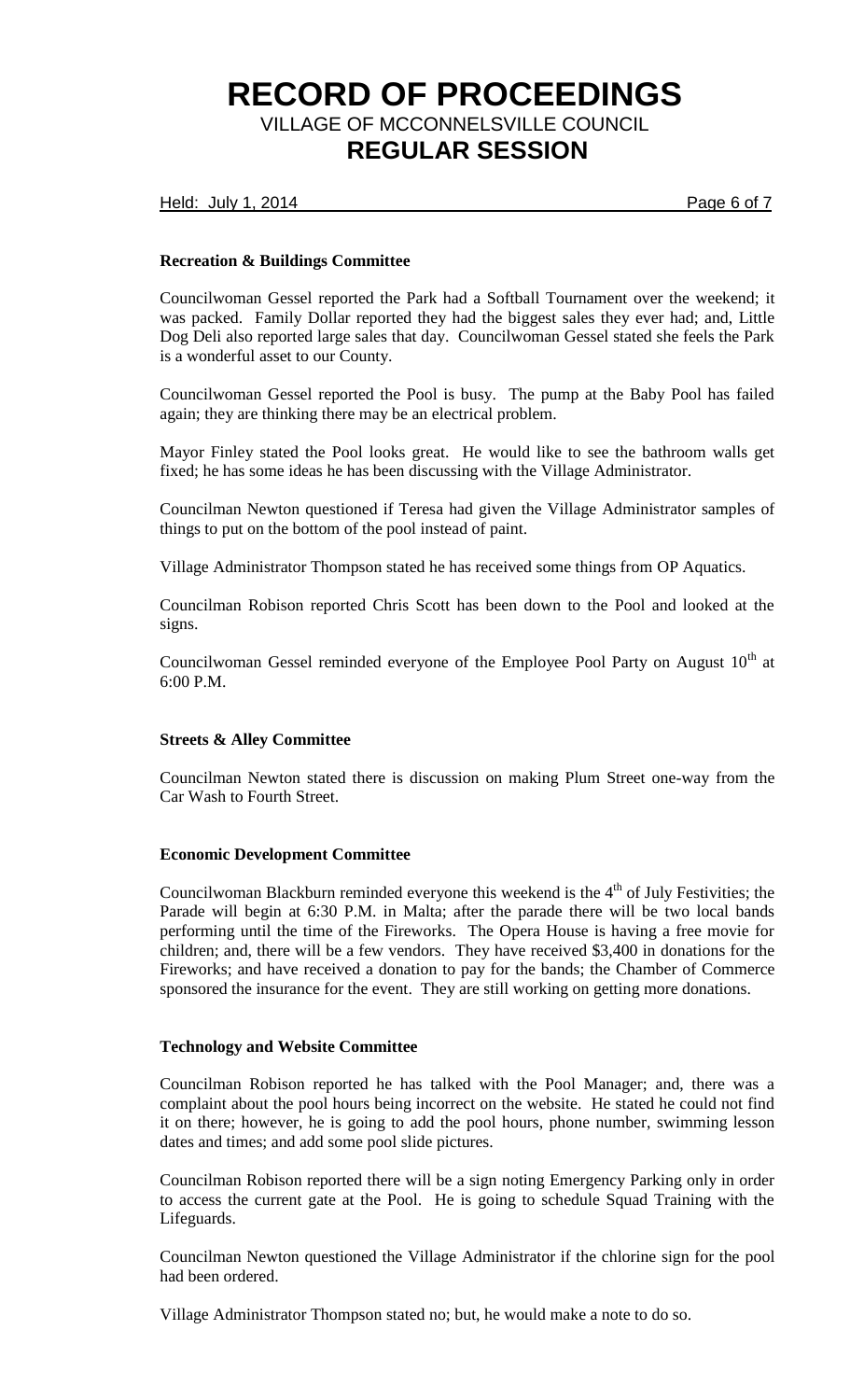### Recreation & Buildings Committee

Councilwoman Gessel reported the Park had a Softball Tournament over the weekend; it was packed. Family Dollar reported they had the biggest sales they ever had; and, Little Dog Deli also reported large sales that day. Councilwoman Gessel stated she feels the Park is a wonderful asset to our County.

Councilwoman Gessel reported the Pool is busy. The pump at the Baby Pool has failed again; they are thinking there may be an electrical problem.

Mayor Finley stated the Pool looks great. He would like to see the bathroom walls get fixed; he has some ideas he has been discussing with the Village Administrator.

Councilman Newton questioned if Teresa had given the Village Administrator samples of things to put on the bottom of the pool instead of paint.

Village Administrator Thompson stated he has received some things from OP Aquatics.

Councilman Robison reported Chris Scott has been down to the Pool and looked at the signs.

Councilwoman Gessel reminded everyone of the Employee Pool Party on August 10th at 6:00 P.M.

### Streets & Alley Committee

Councilman Newton stated there is discussion on making Plum Street one-way from the Car Wash to Fourth Street.

### Economic Development Committee

Councilwoman Blackburn reminded everyone this weekend is the 4th of July Festivities; the Parade will begin at 6:30 P.M. in Malta; after the parade there will be two local bands performing until the time of the Fireworks. The Opera House is having a free movie for children; and, there will be a few vendors. They have received $3,400 in donations for the Fireworks; and have received a donation to pay for the bands; the Chamber of Commerce sponsored the insurance for the event. They are still working on getting more donations.

### Technology and Website Committee

Councilman Robison reported he has talked with the Pool Manager; and, there was a complaint about the pool hours being incorrect on the website. He stated he could not find it on there; however, he is going to add the pool hours, phone number, swimming lesson dates and times; and add some pool slide pictures.

Councilman Robison reported there will be a sign noting Emergency Parking only in order to access the current gate at the Pool. He is going to schedule Squad Training with the Lifeguards.

Councilman Newton questioned the Village Administrator if the chlorine sign for the pool had been ordered.

Village Administrator Thompson stated no; but, he would make a note to do so.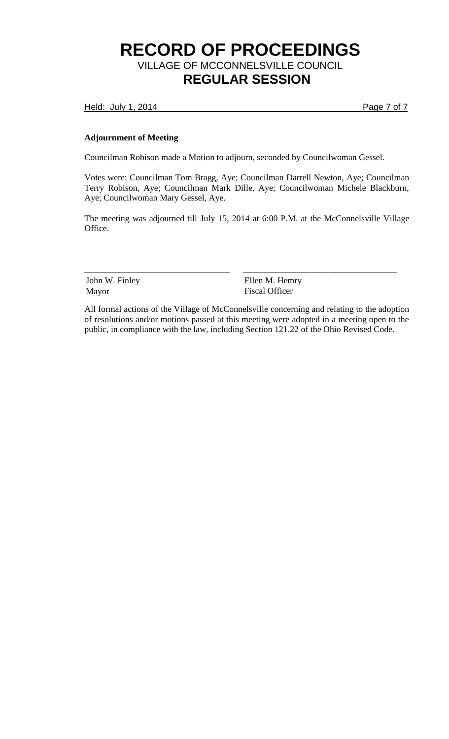**Adjournment of Meeting**

Councilman Robison made a Motion to adjourn, seconded by Councilwoman Gessel.

Votes were: Councilman Tom Bragg, Aye; Councilman Darrell Newton, Aye; Councilman Terry Robison, Aye; Councilman Mark Dille, Aye; Councilwoman Michele Blackburn, Aye; Councilwoman Mary Gessel, Aye.

The meeting was adjourned till July 15, 2014 at 6:00 P.M. at the McConnelsville Village Office.

| | |
|---|---|
| \_\_\_\_\_\_\_\_\_\_\_\_\_\_\_\_\_\_\_\_\_\_\_\_\_\_\_\_\_\_\_\_ | \_\_\_\_\_\_\_\_\_\_\_\_\_\_\_\_\_\_\_\_\_\_\_\_\_\_\_\_\_\_\_\_ |
| John W. Finley | Ellen M. Hemry |
| Mayor | Fiscal Officer |

All formal actions of the Village of McConnelsville concerning and relating to the adoption of resolutions and/or motions passed at this meeting were adopted in a meeting open to the public, in compliance with the law, including Section 121.22 of the Ohio Revised Code.